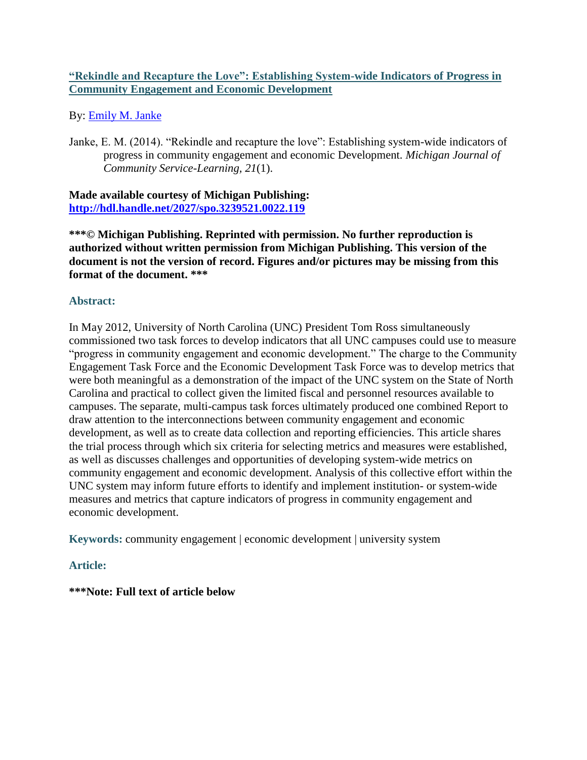# [“Rekindle and Recapture the Love”: Establishing System-wide Indicators of Progress in Community Engagement and Economic Development](#)

By: [Emily M. Janke](#)

Janke, E. M. (2014). “Rekindle and recapture the love”: Establishing system-wide indicators of progress in community engagement and economic Development. *Michigan Journal of Community Service-Learning, 21*(1).

**Made available courtesy of Michigan Publishing:**
**[http://hdl.handle.net/2027/spo.3239521.0022.119](http://hdl.handle.net/2027/spo.3239521.0022.119)**

**\*\*\*© Michigan Publishing. Reprinted with permission. No further reproduction is authorized without written permission from Michigan Publishing. This version of the document is not the version of record. Figures and/or pictures may be missing from this format of the document. \*\*\***

## Abstract:

In May 2012, University of North Carolina (UNC) President Tom Ross simultaneously commissioned two task forces to develop indicators that all UNC campuses could use to measure “progress in community engagement and economic development.” The charge to the Community Engagement Task Force and the Economic Development Task Force was to develop metrics that were both meaningful as a demonstration of the impact of the UNC system on the State of North Carolina and practical to collect given the limited fiscal and personnel resources available to campuses. The separate, multi-campus task forces ultimately produced one combined Report to draw attention to the interconnections between community engagement and economic development, as well as to create data collection and reporting efficiencies. This article shares the trial process through which six criteria for selecting metrics and measures were established, as well as discusses challenges and opportunities of developing system-wide metrics on community engagement and economic development. Analysis of this collective effort within the UNC system may inform future efforts to identify and implement institution- or system-wide measures and metrics that capture indicators of progress in community engagement and economic development.

**Keywords:** community engagement | economic development | university system

## Article:

**\*\*\*Note: Full text of article below**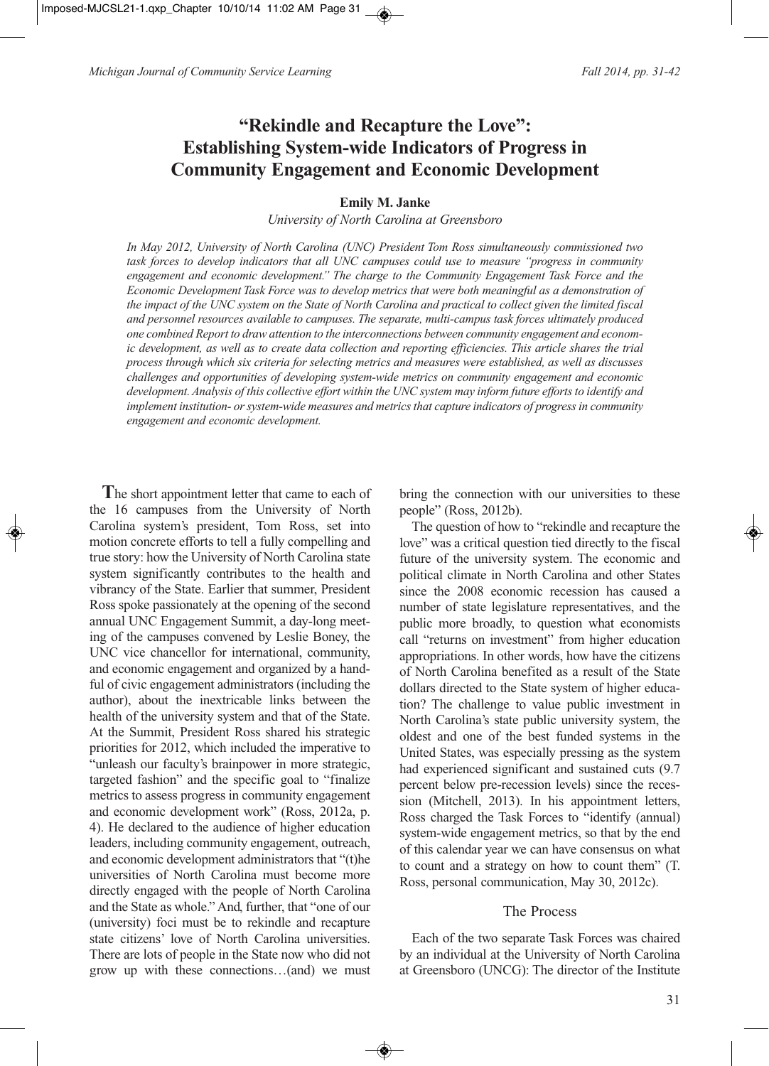# "Rekindle and Recapture the Love": Establishing System-wide Indicators of Progress in Community Engagement and Economic Development

**Emily M. Janke**

*University of North Carolina at Greensboro*

*In May 2012, University of North Carolina (UNC) President Tom Ross simultaneously commissioned two task forces to develop indicators that all UNC campuses could use to measure "progress in community engagement and economic development." The charge to the Community Engagement Task Force and the Economic Development Task Force was to develop metrics that were both meaningful as a demonstration of the impact of the UNC system on the State of North Carolina and practical to collect given the limited fiscal and personnel resources available to campuses. The separate, multi-campus task forces ultimately produced one combined Report to draw attention to the interconnections between community engagement and economic development, as well as to create data collection and reporting efficiencies. This article shares the trial process through which six criteria for selecting metrics and measures were established, as well as discusses challenges and opportunities of developing system-wide metrics on community engagement and economic development. Analysis of this collective effort within the UNC system may inform future efforts to identify and implement institution- or system-wide measures and metrics that capture indicators of progress in community engagement and economic development.*

The short appointment letter that came to each of the 16 campuses from the University of North Carolina system's president, Tom Ross, set into motion concrete efforts to tell a fully compelling and true story: how the University of North Carolina state system significantly contributes to the health and vibrancy of the State. Earlier that summer, President Ross spoke passionately at the opening of the second annual UNC Engagement Summit, a day-long meeting of the campuses convened by Leslie Boney, the UNC vice chancellor for international, community, and economic engagement and organized by a handful of civic engagement administrators (including the author), about the inextricable links between the health of the university system and that of the State. At the Summit, President Ross shared his strategic priorities for 2012, which included the imperative to "unleash our faculty's brainpower in more strategic, targeted fashion" and the specific goal to "finalize metrics to assess progress in community engagement and economic development work" (Ross, 2012a, p. 4). He declared to the audience of higher education leaders, including community engagement, outreach, and economic development administrators that "(t)he universities of North Carolina must become more directly engaged with the people of North Carolina and the State as whole." And, further, that "one of our (university) foci must be to rekindle and recapture state citizens' love of North Carolina universities. There are lots of people in the State now who did not grow up with these connections…(and) we must bring the connection with our universities to these people" (Ross, 2012b).

The question of how to "rekindle and recapture the love" was a critical question tied directly to the fiscal future of the university system. The economic and political climate in North Carolina and other States since the 2008 economic recession has caused a number of state legislature representatives, and the public more broadly, to question what economists call "returns on investment" from higher education appropriations. In other words, how have the citizens of North Carolina benefited as a result of the State dollars directed to the State system of higher education? The challenge to value public investment in North Carolina's state public university system, the oldest and one of the best funded systems in the United States, was especially pressing as the system had experienced significant and sustained cuts (9.7 percent below pre-recession levels) since the recession (Mitchell, 2013). In his appointment letters, Ross charged the Task Forces to "identify (annual) system-wide engagement metrics, so that by the end of this calendar year we can have consensus on what to count and a strategy on how to count them" (T. Ross, personal communication, May 30, 2012c).

## The Process

Each of the two separate Task Forces was chaired by an individual at the University of North Carolina at Greensboro (UNCG): The director of the Institute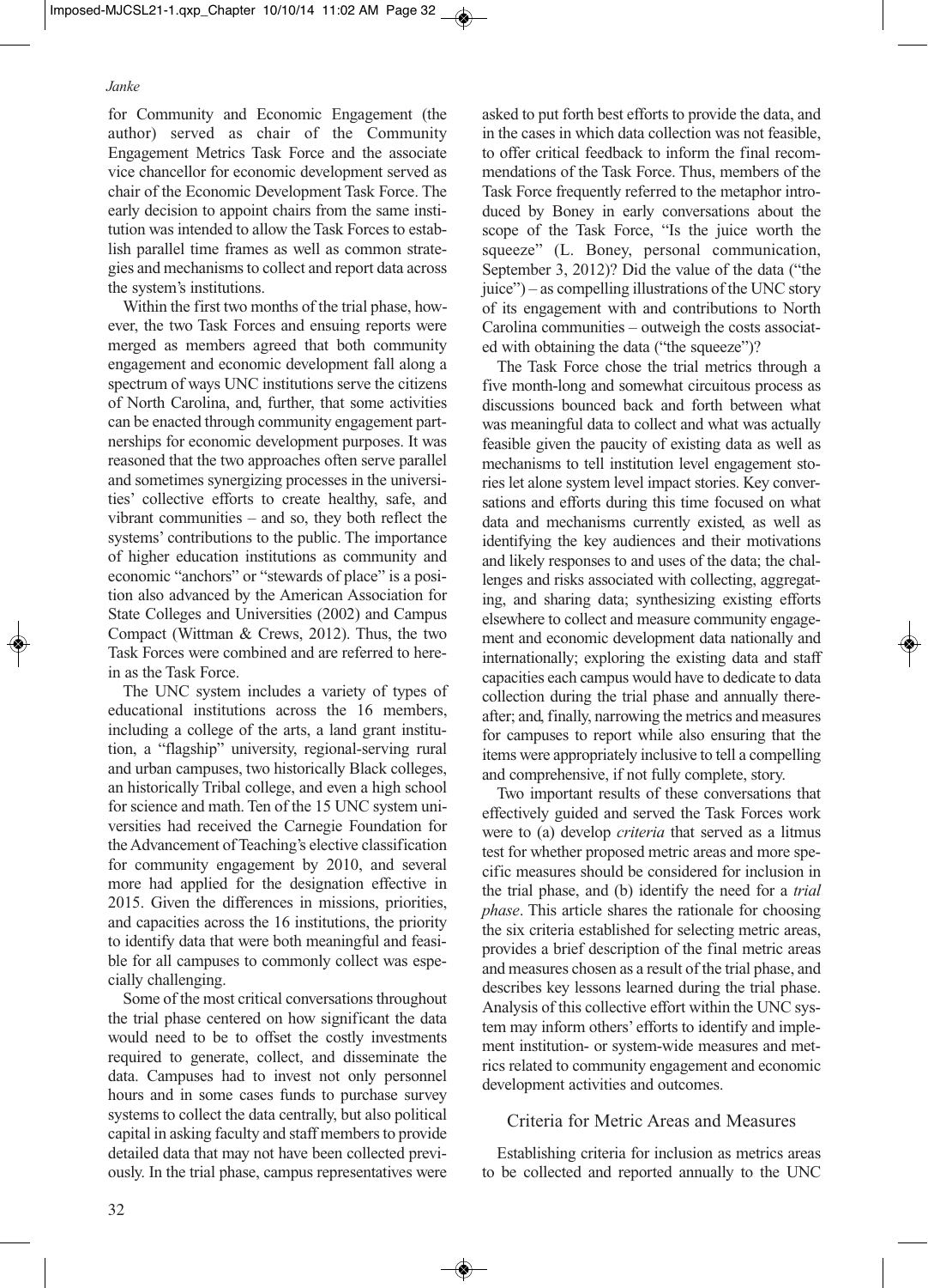for Community and Economic Engagement (the author) served as chair of the Community Engagement Metrics Task Force and the associate vice chancellor for economic development served as chair of the Economic Development Task Force. The early decision to appoint chairs from the same institution was intended to allow the Task Forces to establish parallel time frames as well as common strategies and mechanisms to collect and report data across the system's institutions.

Within the first two months of the trial phase, however, the two Task Forces and ensuing reports were merged as members agreed that both community engagement and economic development fall along a spectrum of ways UNC institutions serve the citizens of North Carolina, and, further, that some activities can be enacted through community engagement partnerships for economic development purposes. It was reasoned that the two approaches often serve parallel and sometimes synergizing processes in the universities' collective efforts to create healthy, safe, and vibrant communities – and so, they both reflect the systems' contributions to the public. The importance of higher education institutions as community and economic "anchors" or "stewards of place" is a position also advanced by the American Association for State Colleges and Universities (2002) and Campus Compact (Wittman & Crews, 2012). Thus, the two Task Forces were combined and are referred to herein as the Task Force.

The UNC system includes a variety of types of educational institutions across the 16 members, including a college of the arts, a land grant institution, a "flagship" university, regional-serving rural and urban campuses, two historically Black colleges, an historically Tribal college, and even a high school for science and math. Ten of the 15 UNC system universities had received the Carnegie Foundation for the Advancement of Teaching's elective classification for community engagement by 2010, and several more had applied for the designation effective in 2015. Given the differences in missions, priorities, and capacities across the 16 institutions, the priority to identify data that were both meaningful and feasible for all campuses to commonly collect was especially challenging.

Some of the most critical conversations throughout the trial phase centered on how significant the data would need to be to offset the costly investments required to generate, collect, and disseminate the data. Campuses had to invest not only personnel hours and in some cases funds to purchase survey systems to collect the data centrally, but also political capital in asking faculty and staff members to provide detailed data that may not have been collected previously. In the trial phase, campus representatives were asked to put forth best efforts to provide the data, and in the cases in which data collection was not feasible, to offer critical feedback to inform the final recommendations of the Task Force. Thus, members of the Task Force frequently referred to the metaphor introduced by Boney in early conversations about the scope of the Task Force, "Is the juice worth the squeeze" (L. Boney, personal communication, September 3, 2012)? Did the value of the data ("the juice") – as compelling illustrations of the UNC story of its engagement with and contributions to North Carolina communities – outweigh the costs associated with obtaining the data ("the squeeze")?

The Task Force chose the trial metrics through a five month-long and somewhat circuitous process as discussions bounced back and forth between what was meaningful data to collect and what was actually feasible given the paucity of existing data as well as mechanisms to tell institution level engagement stories let alone system level impact stories. Key conversations and efforts during this time focused on what data and mechanisms currently existed, as well as identifying the key audiences and their motivations and likely responses to and uses of the data; the challenges and risks associated with collecting, aggregating, and sharing data; synthesizing existing efforts elsewhere to collect and measure community engagement and economic development data nationally and internationally; exploring the existing data and staff capacities each campus would have to dedicate to data collection during the trial phase and annually thereafter; and, finally, narrowing the metrics and measures for campuses to report while also ensuring that the items were appropriately inclusive to tell a compelling and comprehensive, if not fully complete, story.

Two important results of these conversations that effectively guided and served the Task Forces work were to (a) develop *criteria* that served as a litmus test for whether proposed metric areas and more specific measures should be considered for inclusion in the trial phase, and (b) identify the need for a *trial phase*. This article shares the rationale for choosing the six criteria established for selecting metric areas, provides a brief description of the final metric areas and measures chosen as a result of the trial phase, and describes key lessons learned during the trial phase. Analysis of this collective effort within the UNC system may inform others' efforts to identify and implement institution- or system-wide measures and metrics related to community engagement and economic development activities and outcomes.

## Criteria for Metric Areas and Measures

Establishing criteria for inclusion as metrics areas to be collected and reported annually to the UNC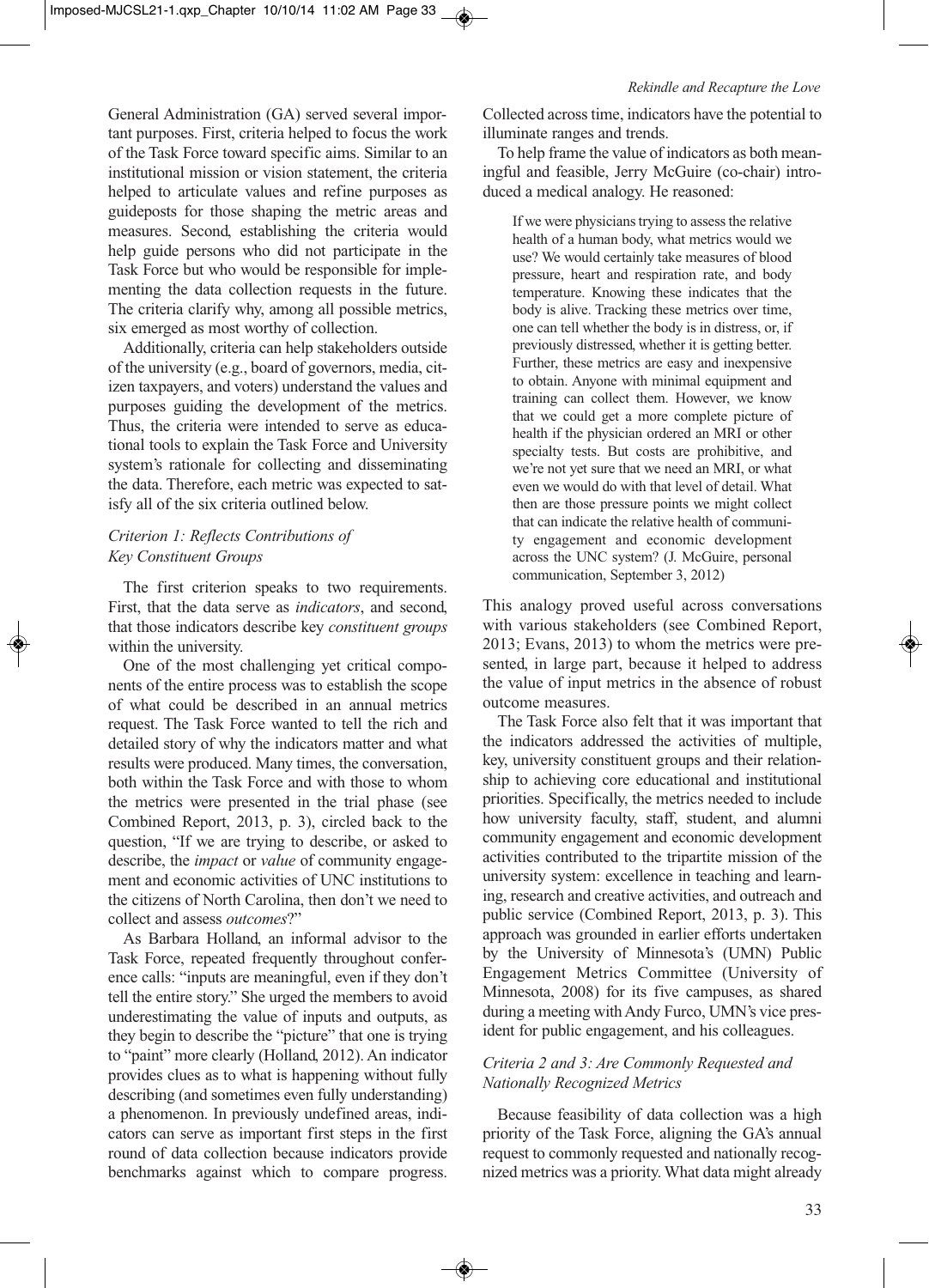General Administration (GA) served several important purposes. First, criteria helped to focus the work of the Task Force toward specific aims. Similar to an institutional mission or vision statement, the criteria helped to articulate values and refine purposes as guideposts for those shaping the metric areas and measures. Second, establishing the criteria would help guide persons who did not participate in the Task Force but who would be responsible for implementing the data collection requests in the future. The criteria clarify why, among all possible metrics, six emerged as most worthy of collection.

Additionally, criteria can help stakeholders outside of the university (e.g., board of governors, media, citizen taxpayers, and voters) understand the values and purposes guiding the development of the metrics. Thus, the criteria were intended to serve as educational tools to explain the Task Force and University system's rationale for collecting and disseminating the data. Therefore, each metric was expected to satisfy all of the six criteria outlined below.

### *Criterion 1: Reflects Contributions of Key Constituent Groups*

The first criterion speaks to two requirements. First, that the data serve as *indicators*, and second, that those indicators describe key *constituent groups* within the university.

One of the most challenging yet critical components of the entire process was to establish the scope of what could be described in an annual metrics request. The Task Force wanted to tell the rich and detailed story of why the indicators matter and what results were produced. Many times, the conversation, both within the Task Force and with those to whom the metrics were presented in the trial phase (see Combined Report, 2013, p. 3), circled back to the question, "If we are trying to describe, or asked to describe, the *impact* or *value* of community engagement and economic activities of UNC institutions to the citizens of North Carolina, then don't we need to collect and assess *outcomes*?"

As Barbara Holland, an informal advisor to the Task Force, repeated frequently throughout conference calls: "inputs are meaningful, even if they don't tell the entire story." She urged the members to avoid underestimating the value of inputs and outputs, as they begin to describe the "picture" that one is trying to "paint" more clearly (Holland, 2012). An indicator provides clues as to what is happening without fully describing (and sometimes even fully understanding) a phenomenon. In previously undefined areas, indicators can serve as important first steps in the first round of data collection because indicators provide benchmarks against which to compare progress. Collected across time, indicators have the potential to illuminate ranges and trends.

To help frame the value of indicators as both meaningful and feasible, Jerry McGuire (co-chair) introduced a medical analogy. He reasoned:

> If we were physicians trying to assess the relative health of a human body, what metrics would we use? We would certainly take measures of blood pressure, heart and respiration rate, and body temperature. Knowing these indicates that the body is alive. Tracking these metrics over time, one can tell whether the body is in distress, or, if previously distressed, whether it is getting better. Further, these metrics are easy and inexpensive to obtain. Anyone with minimal equipment and training can collect them. However, we know that we could get a more complete picture of health if the physician ordered an MRI or other specialty tests. But costs are prohibitive, and we're not yet sure that we need an MRI, or what even we would do with that level of detail. What then are those pressure points we might collect that can indicate the relative health of community engagement and economic development across the UNC system? (J. McGuire, personal communication, September 3, 2012)

This analogy proved useful across conversations with various stakeholders (see Combined Report, 2013; Evans, 2013) to whom the metrics were presented, in large part, because it helped to address the value of input metrics in the absence of robust outcome measures.

The Task Force also felt that it was important that the indicators addressed the activities of multiple, key, university constituent groups and their relationship to achieving core educational and institutional priorities. Specifically, the metrics needed to include how university faculty, staff, student, and alumni community engagement and economic development activities contributed to the tripartite mission of the university system: excellence in teaching and learning, research and creative activities, and outreach and public service (Combined Report, 2013, p. 3). This approach was grounded in earlier efforts undertaken by the University of Minnesota's (UMN) Public Engagement Metrics Committee (University of Minnesota, 2008) for its five campuses, as shared during a meeting with Andy Furco, UMN's vice president for public engagement, and his colleagues.

### *Criteria 2 and 3: Are Commonly Requested and Nationally Recognized Metrics*

Because feasibility of data collection was a high priority of the Task Force, aligning the GA's annual request to commonly requested and nationally recognized metrics was a priority. What data might already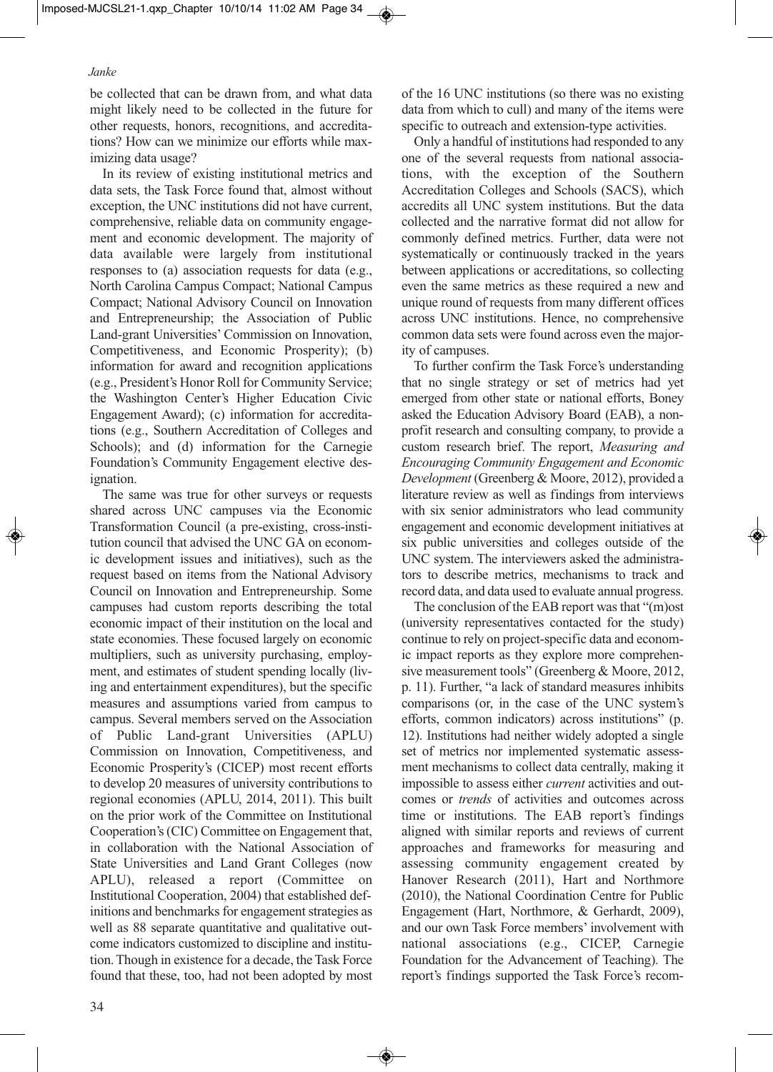be collected that can be drawn from, and what data might likely need to be collected in the future for other requests, honors, recognitions, and accreditations? How can we minimize our efforts while maximizing data usage?

In its review of existing institutional metrics and data sets, the Task Force found that, almost without exception, the UNC institutions did not have current, comprehensive, reliable data on community engagement and economic development. The majority of data available were largely from institutional responses to (a) association requests for data (e.g., North Carolina Campus Compact; National Campus Compact; National Advisory Council on Innovation and Entrepreneurship; the Association of Public Land-grant Universities' Commission on Innovation, Competitiveness, and Economic Prosperity); (b) information for award and recognition applications (e.g., President's Honor Roll for Community Service; the Washington Center's Higher Education Civic Engagement Award); (c) information for accreditations (e.g., Southern Accreditation of Colleges and Schools); and (d) information for the Carnegie Foundation's Community Engagement elective designation.

The same was true for other surveys or requests shared across UNC campuses via the Economic Transformation Council (a pre-existing, cross-institution council that advised the UNC GA on economic development issues and initiatives), such as the request based on items from the National Advisory Council on Innovation and Entrepreneurship. Some campuses had custom reports describing the total economic impact of their institution on the local and state economies. These focused largely on economic multipliers, such as university purchasing, employment, and estimates of student spending locally (living and entertainment expenditures), but the specific measures and assumptions varied from campus to campus. Several members served on the Association of Public Land-grant Universities (APLU) Commission on Innovation, Competitiveness, and Economic Prosperity's (CICEP) most recent efforts to develop 20 measures of university contributions to regional economies (APLU, 2014, 2011). This built on the prior work of the Committee on Institutional Cooperation's (CIC) Committee on Engagement that, in collaboration with the National Association of State Universities and Land Grant Colleges (now APLU), released a report (Committee on Institutional Cooperation, 2004) that established definitions and benchmarks for engagement strategies as well as 88 separate quantitative and qualitative outcome indicators customized to discipline and institution. Though in existence for a decade, the Task Force found that these, too, had not been adopted by most of the 16 UNC institutions (so there was no existing data from which to cull) and many of the items were specific to outreach and extension-type activities.

Only a handful of institutions had responded to any one of the several requests from national associations, with the exception of the Southern Accreditation Colleges and Schools (SACS), which accredits all UNC system institutions. But the data collected and the narrative format did not allow for commonly defined metrics. Further, data were not systematically or continuously tracked in the years between applications or accreditations, so collecting even the same metrics as these required a new and unique round of requests from many different offices across UNC institutions. Hence, no comprehensive common data sets were found across even the majority of campuses.

To further confirm the Task Force's understanding that no single strategy or set of metrics had yet emerged from other state or national efforts, Boney asked the Education Advisory Board (EAB), a nonprofit research and consulting company, to provide a custom research brief. The report, *Measuring and Encouraging Community Engagement and Economic Development* (Greenberg & Moore, 2012), provided a literature review as well as findings from interviews with six senior administrators who lead community engagement and economic development initiatives at six public universities and colleges outside of the UNC system. The interviewers asked the administrators to describe metrics, mechanisms to track and record data, and data used to evaluate annual progress.

The conclusion of the EAB report was that "(m)ost (university representatives contacted for the study) continue to rely on project-specific data and economic impact reports as they explore more comprehensive measurement tools" (Greenberg & Moore, 2012, p. 11). Further, "a lack of standard measures inhibits comparisons (or, in the case of the UNC system's efforts, common indicators) across institutions" (p. 12). Institutions had neither widely adopted a single set of metrics nor implemented systematic assessment mechanisms to collect data centrally, making it impossible to assess either *current* activities and outcomes or *trends* of activities and outcomes across time or institutions. The EAB report's findings aligned with similar reports and reviews of current approaches and frameworks for measuring and assessing community engagement created by Hanover Research (2011), Hart and Northmore (2010), the National Coordination Centre for Public Engagement (Hart, Northmore, & Gerhardt, 2009), and our own Task Force members' involvement with national associations (e.g., CICEP, Carnegie Foundation for the Advancement of Teaching). The report's findings supported the Task Force's recom-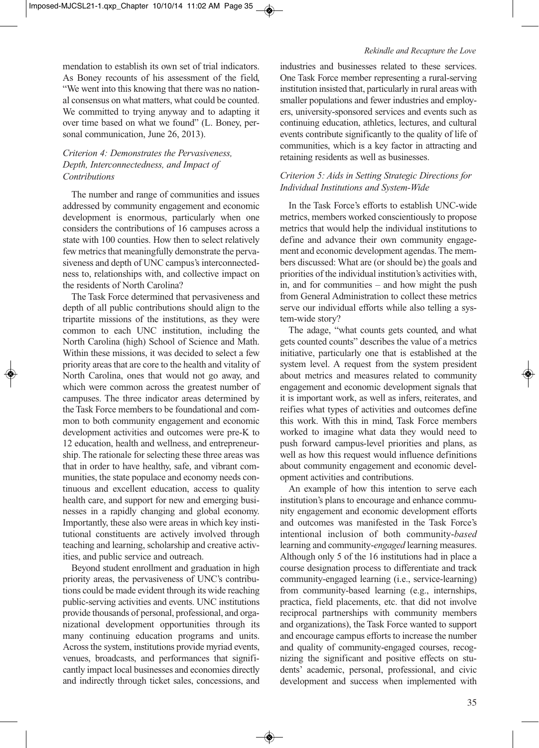mendation to establish its own set of trial indicators. As Boney recounts of his assessment of the field, "We went into this knowing that there was no national consensus on what matters, what could be counted. We committed to trying anyway and to adapting it over time based on what we found" (L. Boney, personal communication, June 26, 2013).

### *Criterion 4: Demonstrates the Pervasiveness, Depth, Interconnectedness, and Impact of Contributions*

The number and range of communities and issues addressed by community engagement and economic development is enormous, particularly when one considers the contributions of 16 campuses across a state with 100 counties. How then to select relatively few metrics that meaningfully demonstrate the pervasiveness and depth of UNC campus's interconnectedness to, relationships with, and collective impact on the residents of North Carolina?

The Task Force determined that pervasiveness and depth of all public contributions should align to the tripartite missions of the institutions, as they were common to each UNC institution, including the North Carolina (high) School of Science and Math. Within these missions, it was decided to select a few priority areas that are core to the health and vitality of North Carolina, ones that would not go away, and which were common across the greatest number of campuses. The three indicator areas determined by the Task Force members to be foundational and common to both community engagement and economic development activities and outcomes were pre-K to 12 education, health and wellness, and entrepreneurship. The rationale for selecting these three areas was that in order to have healthy, safe, and vibrant communities, the state populace and economy needs continuous and excellent education, access to quality health care, and support for new and emerging businesses in a rapidly changing and global economy. Importantly, these also were areas in which key institutional constituents are actively involved through teaching and learning, scholarship and creative activities, and public service and outreach.

Beyond student enrollment and graduation in high priority areas, the pervasiveness of UNC's contributions could be made evident through its wide reaching public-serving activities and events. UNC institutions provide thousands of personal, professional, and organizational development opportunities through its many continuing education programs and units. Across the system, institutions provide myriad events, venues, broadcasts, and performances that significantly impact local businesses and economies directly and indirectly through ticket sales, concessions, and industries and businesses related to these services. One Task Force member representing a rural-serving institution insisted that, particularly in rural areas with smaller populations and fewer industries and employers, university-sponsored services and events such as continuing education, athletics, lectures, and cultural events contribute significantly to the quality of life of communities, which is a key factor in attracting and retaining residents as well as businesses.

### *Criterion 5: Aids in Setting Strategic Directions for Individual Institutions and System-Wide*

In the Task Force's efforts to establish UNC-wide metrics, members worked conscientiously to propose metrics that would help the individual institutions to define and advance their own community engagement and economic development agendas. The members discussed: What are (or should be) the goals and priorities of the individual institution's activities with, in, and for communities – and how might the push from General Administration to collect these metrics serve our individual efforts while also telling a system-wide story?

The adage, "what counts gets counted, and what gets counted counts" describes the value of a metrics initiative, particularly one that is established at the system level. A request from the system president about metrics and measures related to community engagement and economic development signals that it is important work, as well as infers, reiterates, and reifies what types of activities and outcomes define this work. With this in mind, Task Force members worked to imagine what data they would need to push forward campus-level priorities and plans, as well as how this request would influence definitions about community engagement and economic development activities and contributions.

An example of how this intention to serve each institution's plans to encourage and enhance community engagement and economic development efforts and outcomes was manifested in the Task Force's intentional inclusion of both community-*based* learning and community-*engaged* learning measures. Although only 5 of the 16 institutions had in place a course designation process to differentiate and track community-engaged learning (i.e., service-learning) from community-based learning (e.g., internships, practica, field placements, etc. that did not involve reciprocal partnerships with community members and organizations), the Task Force wanted to support and encourage campus efforts to increase the number and quality of community-engaged courses, recognizing the significant and positive effects on students' academic, personal, professional, and civic development and success when implemented with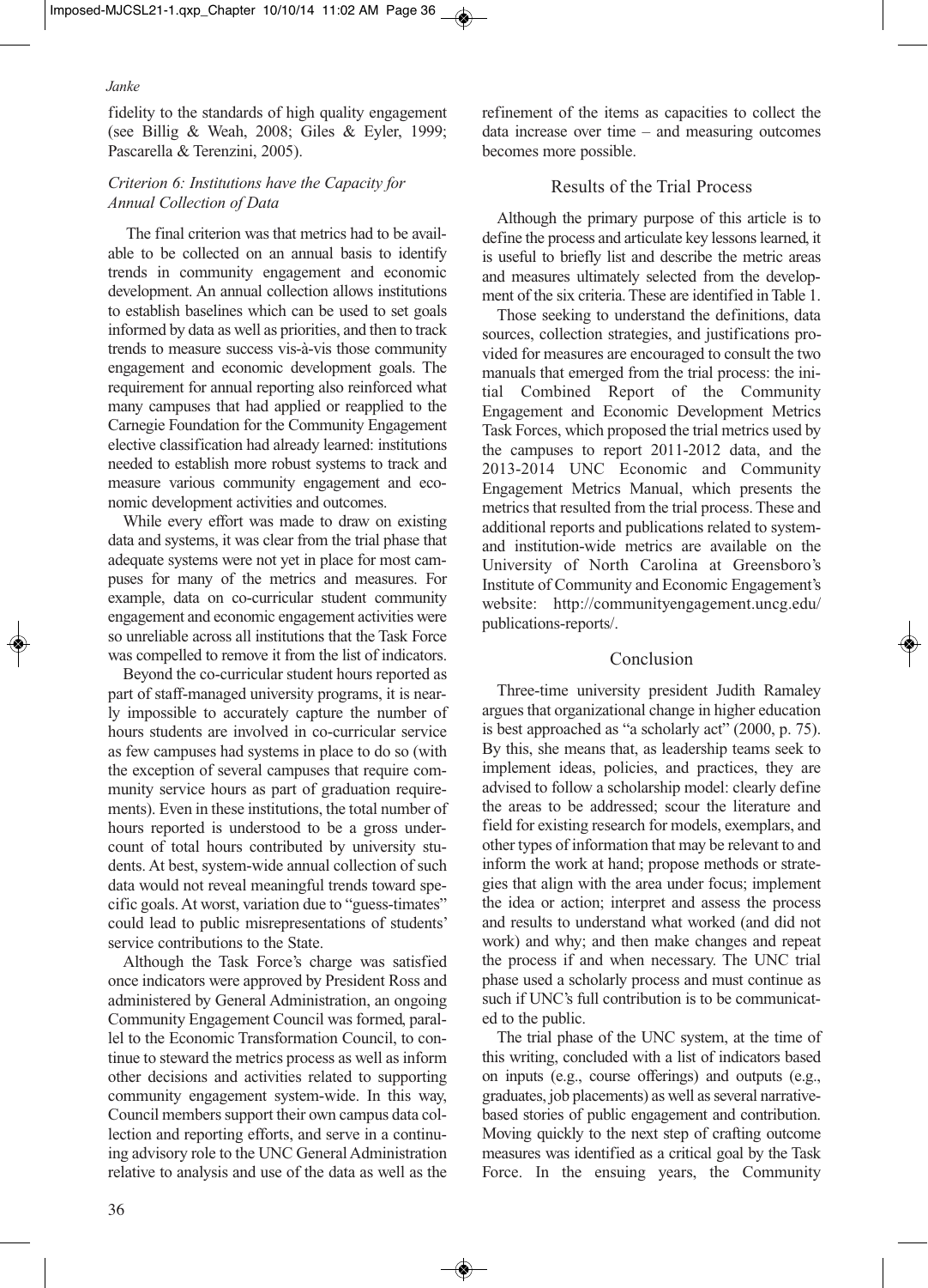fidelity to the standards of high quality engagement (see Billig & Weah, 2008; Giles & Eyler, 1999; Pascarella & Terenzini, 2005).

### *Criterion 6: Institutions have the Capacity for Annual Collection of Data*

The final criterion was that metrics had to be available to be collected on an annual basis to identify trends in community engagement and economic development. An annual collection allows institutions to establish baselines which can be used to set goals informed by data as well as priorities, and then to track trends to measure success vis-à-vis those community engagement and economic development goals. The requirement for annual reporting also reinforced what many campuses that had applied or reapplied to the Carnegie Foundation for the Community Engagement elective classification had already learned: institutions needed to establish more robust systems to track and measure various community engagement and economic development activities and outcomes.

While every effort was made to draw on existing data and systems, it was clear from the trial phase that adequate systems were not yet in place for most campuses for many of the metrics and measures. For example, data on co-curricular student community engagement and economic engagement activities were so unreliable across all institutions that the Task Force was compelled to remove it from the list of indicators.

Beyond the co-curricular student hours reported as part of staff-managed university programs, it is nearly impossible to accurately capture the number of hours students are involved in co-curricular service as few campuses had systems in place to do so (with the exception of several campuses that require community service hours as part of graduation requirements). Even in these institutions, the total number of hours reported is understood to be a gross undercount of total hours contributed by university students. At best, system-wide annual collection of such data would not reveal meaningful trends toward specific goals. At worst, variation due to "guess-timates" could lead to public misrepresentations of students' service contributions to the State.

Although the Task Force's charge was satisfied once indicators were approved by President Ross and administered by General Administration, an ongoing Community Engagement Council was formed, parallel to the Economic Transformation Council, to continue to steward the metrics process as well as inform other decisions and activities related to supporting community engagement system-wide. In this way, Council members support their own campus data collection and reporting efforts, and serve in a continuing advisory role to the UNC General Administration relative to analysis and use of the data as well as the refinement of the items as capacities to collect the data increase over time – and measuring outcomes becomes more possible.

## Results of the Trial Process

Although the primary purpose of this article is to define the process and articulate key lessons learned, it is useful to briefly list and describe the metric areas and measures ultimately selected from the development of the six criteria. These are identified in Table 1.

Those seeking to understand the definitions, data sources, collection strategies, and justifications provided for measures are encouraged to consult the two manuals that emerged from the trial process: the initial Combined Report of the Community Engagement and Economic Development Metrics Task Forces, which proposed the trial metrics used by the campuses to report 2011-2012 data, and the 2013-2014 UNC Economic and Community Engagement Metrics Manual, which presents the metrics that resulted from the trial process. These and additional reports and publications related to system- and institution-wide metrics are available on the University of North Carolina at Greensboro's Institute of Community and Economic Engagement's website: http://communityengagement.uncg.edu/publications-reports/.

## Conclusion

Three-time university president Judith Ramaley argues that organizational change in higher education is best approached as "a scholarly act" (2000, p. 75). By this, she means that, as leadership teams seek to implement ideas, policies, and practices, they are advised to follow a scholarship model: clearly define the areas to be addressed; scour the literature and field for existing research for models, exemplars, and other types of information that may be relevant to and inform the work at hand; propose methods or strategies that align with the area under focus; implement the idea or action; interpret and assess the process and results to understand what worked (and did not work) and why; and then make changes and repeat the process if and when necessary. The UNC trial phase used a scholarly process and must continue as such if UNC's full contribution is to be communicated to the public.

The trial phase of the UNC system, at the time of this writing, concluded with a list of indicators based on inputs (e.g., course offerings) and outputs (e.g., graduates, job placements) as well as several narrative-based stories of public engagement and contribution. Moving quickly to the next step of crafting outcome measures was identified as a critical goal by the Task Force. In the ensuing years, the Community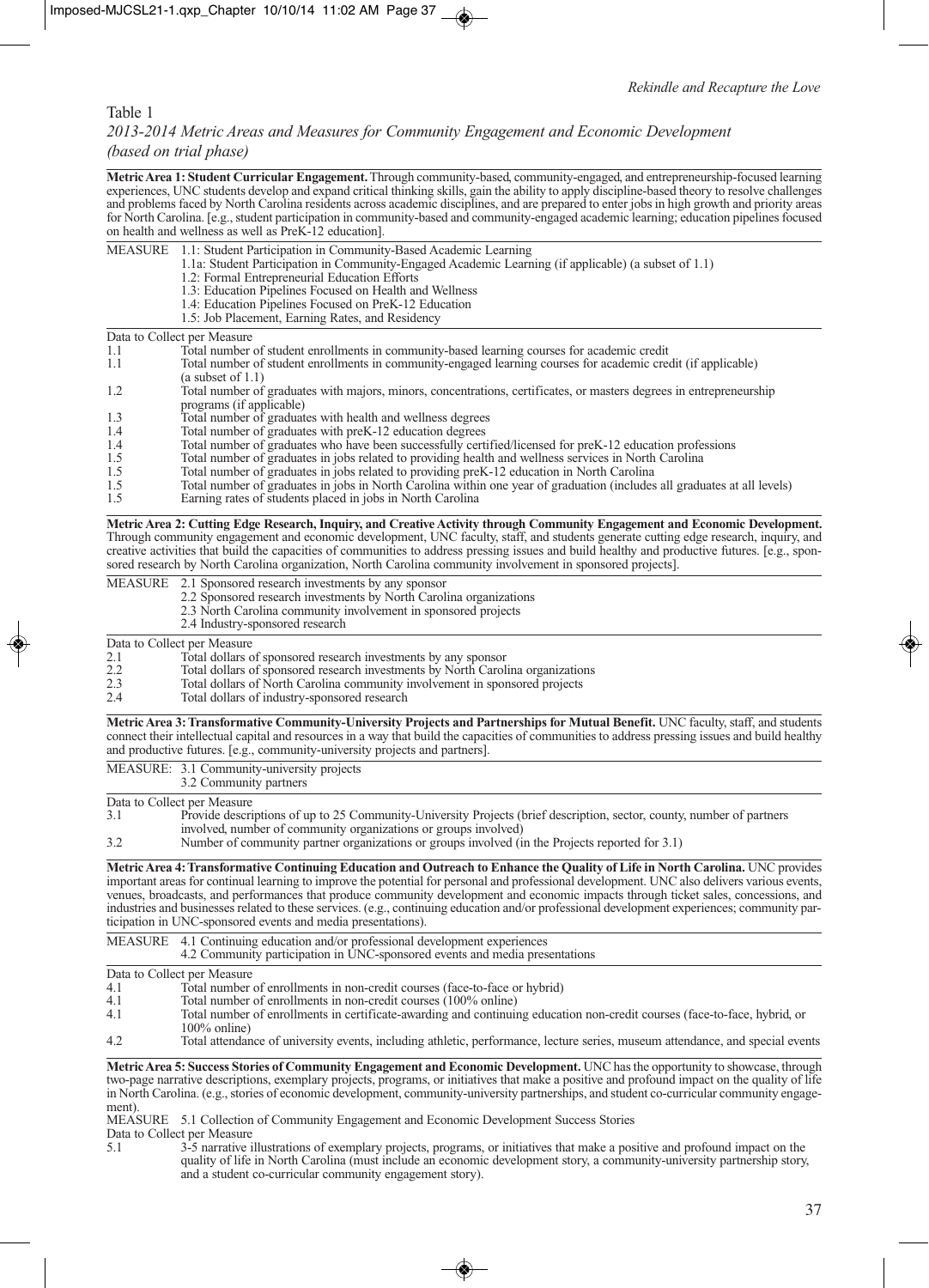Table 1

*2013-2014 Metric Areas and Measures for Community Engagement and Economic Development (based on trial phase)*

**Metric Area 1: Student Curricular Engagement.** Through community-based, community-engaged, and entrepreneurship-focused learning experiences, UNC students develop and expand critical thinking skills, gain the ability to apply discipline-based theory to resolve challenges and problems faced by North Carolina residents across academic disciplines, and are prepared to enter jobs in high growth and priority areas for North Carolina. [e.g., student participation in community-based and community-engaged academic learning; education pipelines focused on health and wellness as well as PreK-12 education].

MEASURE
- 1.1: Student Participation in Community-Based Academic Learning
- 1.1a: Student Participation in Community-Engaged Academic Learning (if applicable) (a subset of 1.1)
- 1.2: Formal Entrepreneurial Education Efforts
- 1.3: Education Pipelines Focused on Health and Wellness
- 1.4: Education Pipelines Focused on PreK-12 Education
- 1.5: Job Placement, Earning Rates, and Residency

| Data to Collect per Measure | |
|---|---|
| 1.1 | Total number of student enrollments in community-based learning courses for academic credit |
| 1.1 | Total number of student enrollments in community-engaged learning courses for academic credit (if applicable) (a subset of 1.1) |
| 1.2 | Total number of graduates with majors, minors, concentrations, certificates, or masters degrees in entrepreneurship programs (if applicable) |
| 1.3 | Total number of graduates with health and wellness degrees |
| 1.4 | Total number of graduates with preK-12 education degrees |
| 1.4 | Total number of graduates who have been successfully certified/licensed for preK-12 education professions |
| 1.5 | Total number of graduates in jobs related to providing health and wellness services in North Carolina |
| 1.5 | Total number of graduates in jobs related to providing preK-12 education in North Carolina |
| 1.5 | Total number of graduates in jobs in North Carolina within one year of graduation (includes all graduates at all levels) |
| 1.5 | Earning rates of students placed in jobs in North Carolina |

**Metric Area 2: Cutting Edge Research, Inquiry, and Creative Activity through Community Engagement and Economic Development.** Through community engagement and economic development, UNC faculty, staff, and students generate cutting edge research, inquiry, and creative activities that build the capacities of communities to address pressing issues and build healthy and productive futures. [e.g., sponsored research by North Carolina organization, North Carolina community involvement in sponsored projects].

MEASURE
- 2.1 Sponsored research investments by any sponsor
- 2.2 Sponsored research investments by North Carolina organizations
- 2.3 North Carolina community involvement in sponsored projects
- 2.4 Industry-sponsored research

| Data to Collect per Measure | |
|---|---|
| 2.1 | Total dollars of sponsored research investments by any sponsor |
| 2.2 | Total dollars of sponsored research investments by North Carolina organizations |
| 2.3 | Total dollars of North Carolina community involvement in sponsored projects |
| 2.4 | Total dollars of industry-sponsored research |

**Metric Area 3: Transformative Community-University Projects and Partnerships for Mutual Benefit.** UNC faculty, staff, and students connect their intellectual capital and resources in a way that build the capacities of communities to address pressing issues and build healthy and productive futures. [e.g., community-university projects and partners].

MEASURE:
- 3.1 Community-university projects
- 3.2 Community partners

| Data to Collect per Measure | |
|---|---|
| 3.1 | Provide descriptions of up to 25 Community-University Projects (brief description, sector, county, number of partners involved, number of community organizations or groups involved) |
| 3.2 | Number of community partner organizations or groups involved (in the Projects reported for 3.1) |

**Metric Area 4: Transformative Continuing Education and Outreach to Enhance the Quality of Life in North Carolina.** UNC provides important areas for continual learning to improve the potential for personal and professional development. UNC also delivers various events, venues, broadcasts, and performances that produce community development and economic impacts through ticket sales, concessions, and industries and businesses related to these services. (e.g., continuing education and/or professional development experiences; community participation in UNC-sponsored events and media presentations).

MEASURE
- 4.1 Continuing education and/or professional development experiences
- 4.2 Community participation in UNC-sponsored events and media presentations

| Data to Collect per Measure | |
|---|---|
| 4.1 | Total number of enrollments in non-credit courses (face-to-face or hybrid) |
| 4.1 | Total number of enrollments in non-credit courses (100% online) |
| 4.1 | Total number of enrollments in certificate-awarding and continuing education non-credit courses (face-to-face, hybrid, or 100% online) |
| 4.2 | Total attendance of university events, including athletic, performance, lecture series, museum attendance, and special events |

**Metric Area 5: Success Stories of Community Engagement and Economic Development.** UNC has the opportunity to showcase, through two-page narrative descriptions, exemplary projects, programs, or initiatives that make a positive and profound impact on the quality of life in North Carolina. (e.g., stories of economic development, community-university partnerships, and student co-curricular community engagement).

MEASURE 5.1 Collection of Community Engagement and Economic Development Success Stories

| Data to Collect per Measure | |
|---|---|
| 5.1 | 3-5 narrative illustrations of exemplary projects, programs, or initiatives that make a positive and profound impact on the quality of life in North Carolina (must include an economic development story, a community-university partnership story, and a student co-curricular community engagement story). |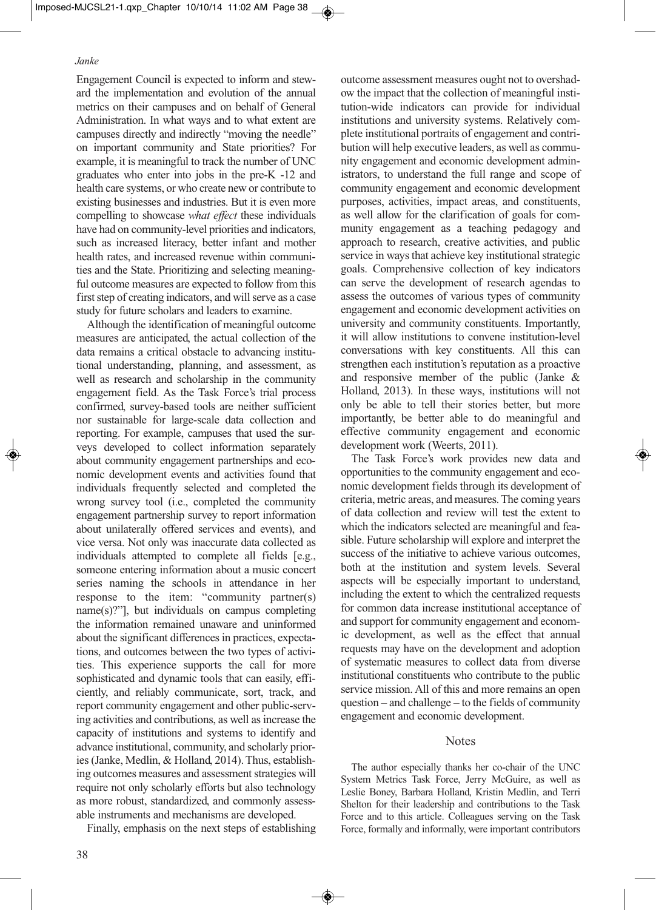Engagement Council is expected to inform and steward the implementation and evolution of the annual metrics on their campuses and on behalf of General Administration. In what ways and to what extent are campuses directly and indirectly "moving the needle" on important community and State priorities? For example, it is meaningful to track the number of UNC graduates who enter into jobs in the pre-K -12 and health care systems, or who create new or contribute to existing businesses and industries. But it is even more compelling to showcase *what effect* these individuals have had on community-level priorities and indicators, such as increased literacy, better infant and mother health rates, and increased revenue within communities and the State. Prioritizing and selecting meaningful outcome measures are expected to follow from this first step of creating indicators, and will serve as a case study for future scholars and leaders to examine.

Although the identification of meaningful outcome measures are anticipated, the actual collection of the data remains a critical obstacle to advancing institutional understanding, planning, and assessment, as well as research and scholarship in the community engagement field. As the Task Force's trial process confirmed, survey-based tools are neither sufficient nor sustainable for large-scale data collection and reporting. For example, campuses that used the surveys developed to collect information separately about community engagement partnerships and economic development events and activities found that individuals frequently selected and completed the wrong survey tool (i.e., completed the community engagement partnership survey to report information about unilaterally offered services and events), and vice versa. Not only was inaccurate data collected as individuals attempted to complete all fields [e.g., someone entering information about a music concert series naming the schools in attendance in her response to the item: "community partner(s) name(s)?"], but individuals on campus completing the information remained unaware and uninformed about the significant differences in practices, expectations, and outcomes between the two types of activities. This experience supports the call for more sophisticated and dynamic tools that can easily, efficiently, and reliably communicate, sort, track, and report community engagement and other public-serving activities and contributions, as well as increase the capacity of institutions and systems to identify and advance institutional, community, and scholarly prioriies (Janke, Medlin, & Holland, 2014). Thus, establishing outcomes measures and assessment strategies will require not only scholarly efforts but also technology as more robust, standardized, and commonly assessable instruments and mechanisms are developed.

Finally, emphasis on the next steps of establishing outcome assessment measures ought not to overshadow the impact that the collection of meaningful institution-wide indicators can provide for individual institutions and university systems. Relatively complete institutional portraits of engagement and contribution will help executive leaders, as well as community engagement and economic development administrators, to understand the full range and scope of community engagement and economic development purposes, activities, impact areas, and constituents, as well allow for the clarification of goals for community engagement as a teaching pedagogy and approach to research, creative activities, and public service in ways that achieve key institutional strategic goals. Comprehensive collection of key indicators can serve the development of research agendas to assess the outcomes of various types of community engagement and economic development activities on university and community constituents. Importantly, it will allow institutions to convene institution-level conversations with key constituents. All this can strengthen each institution's reputation as a proactive and responsive member of the public (Janke & Holland, 2013). In these ways, institutions will not only be able to tell their stories better, but more importantly, be better able to do meaningful and effective community engagement and economic development work (Weerts, 2011).

The Task Force's work provides new data and opportunities to the community engagement and economic development fields through its development of criteria, metric areas, and measures. The coming years of data collection and review will test the extent to which the indicators selected are meaningful and feasible. Future scholarship will explore and interpret the success of the initiative to achieve various outcomes, both at the institution and system levels. Several aspects will be especially important to understand, including the extent to which the centralized requests for common data increase institutional acceptance of and support for community engagement and economic development, as well as the effect that annual requests may have on the development and adoption of systematic measures to collect data from diverse institutional constituents who contribute to the public service mission. All of this and more remains an open question – and challenge – to the fields of community engagement and economic development.

## Notes

The author especially thanks her co-chair of the UNC System Metrics Task Force, Jerry McGuire, as well as Leslie Boney, Barbara Holland, Kristin Medlin, and Terri Shelton for their leadership and contributions to the Task Force and to this article. Colleagues serving on the Task Force, formally and informally, were important contributors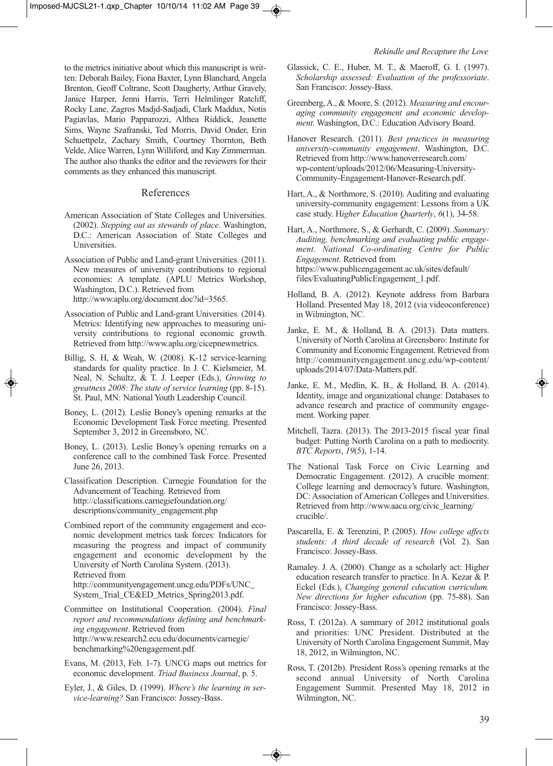to the metrics initiative about which this manuscript is written: Deborah Bailey, Fiona Baxter, Lynn Blanchard, Angela Brenton, Geoff Coltrane, Scott Daugherty, Arthur Gravely, Janice Harper, Jenni Harris, Terri Helmlinger Ratcliff, Rocky Lane, Zagros Madjd-Sadjadi, Clark Maddux, Notis Pagiavlas, Mario Papparozzi, Althea Riddick, Jeanette Sims, Wayne Szafranski, Ted Morris, David Onder, Erin Schuettpelz, Zachary Smith, Courtney Thornton, Beth Velde, Alice Warren, Lynn Williford, and Kay Zimmerman. The author also thanks the editor and the reviewers for their comments as they enhanced this manuscript.

## References

American Association of State Colleges and Universities. (2002). *Stepping out as stewards of place*. Washington, D.C.: American Association of State Colleges and Universities.

Association of Public and Land-grant Universities. (2011). New measures of university contributions to regional economies: A template. (APLU Metrics Workshop, Washington, D.C.). Retrieved from http://www.aplu.org/document.doc?id=3565.

Association of Public and Land-grant Universities. (2014). Metrics: Identifying new approaches to measuring university contributions to regional economic growth. Retrieved from http://www.aplu.org/cicepnewmetrics.

Billig, S. H, & Weah, W. (2008). K-12 service-learning standards for quality practice. In J. C. Kielsmeier, M. Neal, N. Schultz, & T. J. Leeper (Eds.), *Growing to greatness 2008: The state of service learning* (pp. 8-15). St. Paul, MN: National Youth Leadership Council.

Boney, L. (2012). Leslie Boney's opening remarks at the Economic Development Task Force meeting. Presented September 3, 2012 in Greensboro, NC.

Boney, L. (2013). Leslie Boney's opening remarks on a conference call to the combined Task Force. Presented June 26, 2013.

Classification Description. Carnegie Foundation for the Advancement of Teaching. Retrieved from http://classifications.carnegiefoundation.org/descriptions/community_engagement.php

Combined report of the community engagement and economic development metrics task forces: Indicators for measuring the progress and impact of community engagement and economic development by the University of North Carolina System. (2013). Retrieved from http://communityengagement.uncg.edu/PDFs/UNC_System_Trial_CE&ED_Metrics_Spring2013.pdf.

Committee on Institutional Cooperation. (2004). *Final report and recommendations defining and benchmarking engagement*. Retrieved from http://www.research2.ecu.edu/documents/carnegie/benchmarking%20engagement.pdf.

Evans, M. (2013, Feb. 1-7). UNCG maps out metrics for economic development. *Triad Business Journal*, p. 5.

Eyler, J., & Giles, D. (1999). *Where's the learning in service-learning?* San Francisco: Jossey-Bass.

Glassick, C. E., Huber, M. T., & Maeroff, G. I. (1997). *Scholarship assessed: Evaluation of the professoriate*. San Francisco: Jossey-Bass.

Greenberg, A., & Moore, S. (2012). *Measuring and encouraging community engagement and economic development*. Washington, D.C.: Education Advisory Board.

Hanover Research. (2011). *Best practices in measuring university-community engagement*. Washington, D.C. Retrieved from http://www.hanoverresearch.com/wp-content/uploads/2012/06/Measuring-University-Community-Engagement-Hanover-Research.pdf.

Hart, A., & Northmore, S. (2010). Auditing and evaluating university-community engagement: Lessons from a UK case study. H*igher Education Quarterly*, *6*(1), 34-58.

Hart, A., Northmore, S., & Gerhardt, C. (2009). *Summary: Auditing, benchmarking and evaluating public engagement. National Co-ordinating Centre for Public Engagement*. Retrieved from https://www.publicengagement.ac.uk/sites/default/files/EvaluatingPublicEngagement_1.pdf.

Holland, B. A. (2012). Keynote address from Barbara Holland. Presented May 18, 2012 (via videoconference) in Wilmington, NC.

Janke, E. M., & Holland, B. A. (2013). Data matters. University of North Carolina at Greensboro: Institute for Community and Economic Engagement. Retrieved from http://communityengagement.uncg.edu/wp-content/uploads/2014/07/Data-Matters.pdf.

Janke, E. M., Medlin, K. B., & Holland, B. A. (2014). Identity, image and organizational change: Databases to advance research and practice of community engagement. Working paper.

Mitchell, Tazra. (2013). The 2013-2015 fiscal year final budget: Putting North Carolina on a path to mediocrity. *BTC Reports*, *19*(5), 1-14.

The National Task Force on Civic Learning and Democratic Engagement. (2012). A crucible moment: College learning and democracy's future. Washington, DC: Association of American Colleges and Universities. Retrieved from http://www.aacu.org/civic_learning/crucible/.

Pascarella, E. & Terenzini, P. (2005). *How college affects students: A third decade of research* (Vol. 2). San Francisco: Jossey-Bass.

Ramaley. J. A. (2000). Change as a scholarly act: Higher education research transfer to practice. In A. Kezar & P. Eckel (Eds.), *Changing general education curriculum. New directions for higher education* (pp. 75-88). San Francisco: Jossey-Bass.

Ross, T. (2012a). A summary of 2012 institutional goals and priorities: UNC President. Distributed at the University of North Carolina Engagement Summit, May 18, 2012, in Wilmington, NC.

Ross, T. (2012b). President Ross's opening remarks at the second annual University of North Carolina Engagement Summit. Presented May 18, 2012 in Wilmington, NC.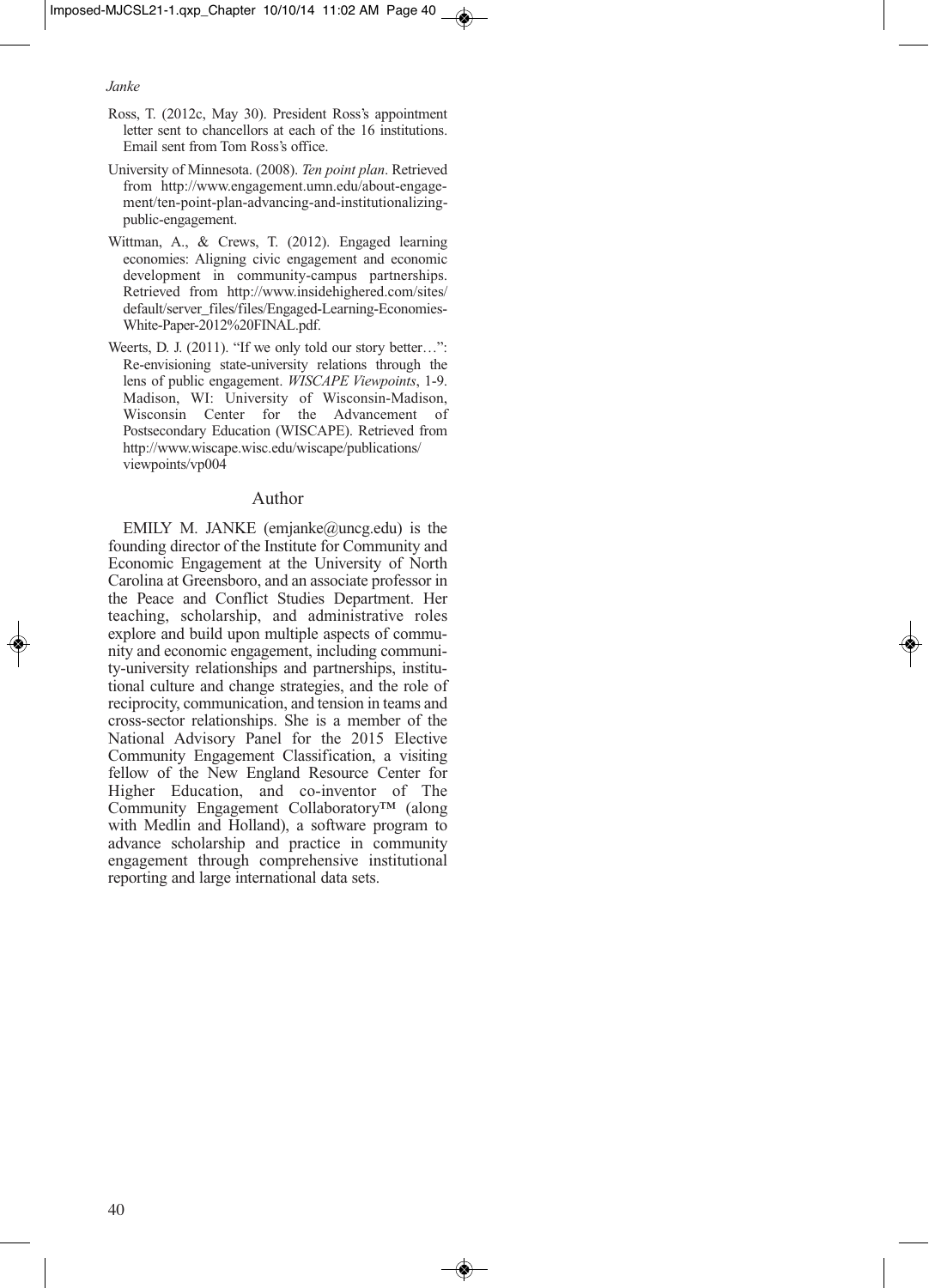Ross, T. (2012c, May 30). President Ross's appointment letter sent to chancellors at each of the 16 institutions. Email sent from Tom Ross's office.

University of Minnesota. (2008). *Ten point plan*. Retrieved from http://www.engagement.umn.edu/about-engagement/ten-point-plan-advancing-and-institutionalizing-public-engagement.

Wittman, A., & Crews, T. (2012). Engaged learning economies: Aligning civic engagement and economic development in community-campus partnerships. Retrieved from http://www.insidehighered.com/sites/default/server_files/files/Engaged-Learning-Economies-White-Paper-2012%20FINAL.pdf.

Weerts, D. J. (2011). "If we only told our story better…": Re-envisioning state-university relations through the lens of public engagement. *WISCAPE Viewpoints*, 1-9. Madison, WI: University of Wisconsin-Madison, Wisconsin Center for the Advancement of Postsecondary Education (WISCAPE). Retrieved from http://www.wiscape.wisc.edu/wiscape/publications/viewpoints/vp004

## Author

EMILY M. JANKE (emjanke@uncg.edu) is the founding director of the Institute for Community and Economic Engagement at the University of North Carolina at Greensboro, and an associate professor in the Peace and Conflict Studies Department. Her teaching, scholarship, and administrative roles explore and build upon multiple aspects of community and economic engagement, including community-university relationships and partnerships, institutional culture and change strategies, and the role of reciprocity, communication, and tension in teams and cross-sector relationships. She is a member of the National Advisory Panel for the 2015 Elective Community Engagement Classification, a visiting fellow of the New England Resource Center for Higher Education, and co-inventor of The Community Engagement Collaboratory™ (along with Medlin and Holland), a software program to advance scholarship and practice in community engagement through comprehensive institutional reporting and large international data sets.